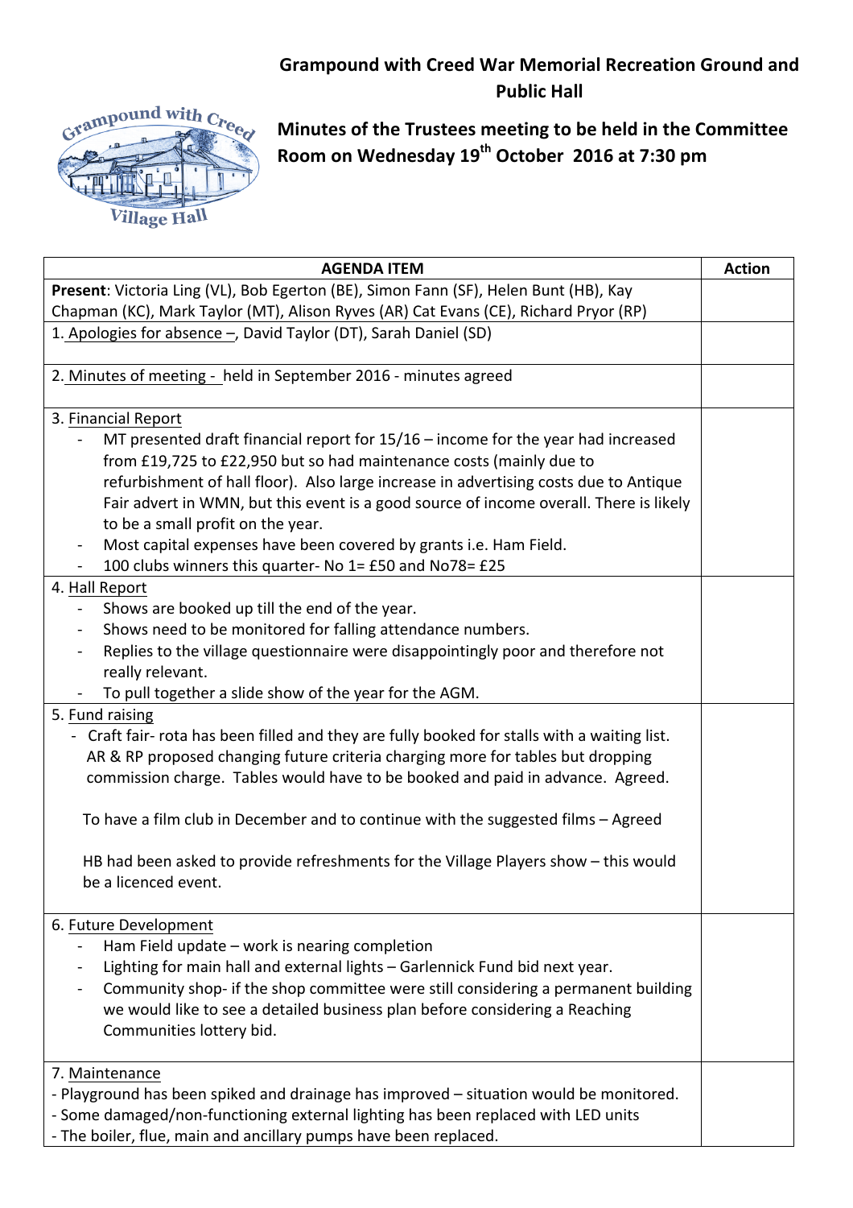# Grampound with Creed War Memorial Recreation Ground and Public Hall

## Minutes of the Trustees meeting to be held in the Committee Room on Wednesday 19th October 2016 at 7:30 pm

| AGENDA ITEM | Action |
|---|---|
| **Present**: Victoria Ling (VL), Bob Egerton (BE), Simon Fann (SF), Helen Bunt (HB), Kay Chapman (KC), Mark Taylor (MT), Alison Ryves (AR) Cat Evans (CE), Richard Pryor (RP) | |
| 1. Apologies for absence –, David Taylor (DT), Sarah Daniel (SD) | |
| 2. Minutes of meeting - held in September 2016 - minutes agreed | |
| 3. Financial Report<br>- MT presented draft financial report for 15/16 – income for the year had increased from £19,725 to £22,950 but so had maintenance costs (mainly due to refurbishment of hall floor). Also large increase in advertising costs due to Antique Fair advert in WMN, but this event is a good source of income overall. There is likely to be a small profit on the year.<br>- Most capital expenses have been covered by grants i.e. Ham Field.<br>- 100 clubs winners this quarter- No 1= £50 and No78= £25 | |
| 4. Hall Report<br>- Shows are booked up till the end of the year.<br>- Shows need to be monitored for falling attendance numbers.<br>- Replies to the village questionnaire were disappointingly poor and therefore not really relevant.<br>- To pull together a slide show of the year for the AGM. | |
| 5. Fund raising<br>- Craft fair- rota has been filled and they are fully booked for stalls with a waiting list. AR & RP proposed changing future criteria charging more for tables but dropping commission charge. Tables would have to be booked and paid in advance. Agreed.<br><br>To have a film club in December and to continue with the suggested films – Agreed<br><br>HB had been asked to provide refreshments for the Village Players show – this would be a licenced event. | |
| 6. Future Development<br>- Ham Field update – work is nearing completion<br>- Lighting for main hall and external lights – Garlennick Fund bid next year.<br>- Community shop- if the shop committee were still considering a permanent building we would like to see a detailed business plan before considering a Reaching Communities lottery bid. | |
| 7. Maintenance<br>- Playground has been spiked and drainage has improved – situation would be monitored.<br>- Some damaged/non-functioning external lighting has been replaced with LED units<br>- The boiler, flue, main and ancillary pumps have been replaced. | |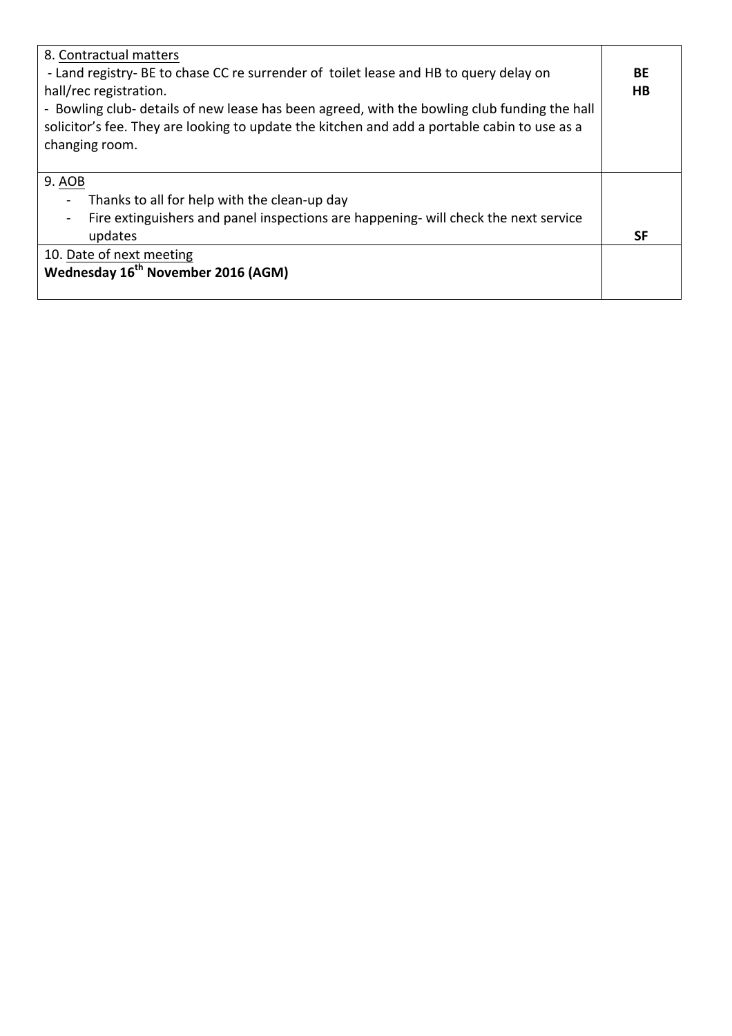| | |
|---|---|
| 8. <u>Contractual matters</u><br>- Land registry- BE to chase CC re surrender of toilet lease and HB to query delay on hall/rec registration.<br>- Bowling club- details of new lease has been agreed, with the bowling club funding the hall solicitor's fee. They are looking to update the kitchen and add a portable cabin to use as a changing room. | **BE**<br>**HB** |
| 9. <u>AOB</u><br>- Thanks to all for help with the clean-up day<br>- Fire extinguishers and panel inspections are happening- will check the next service updates | **SF** |
| 10. <u>Date of next meeting</u><br>**Wednesday 16th November 2016 (AGM)** | |